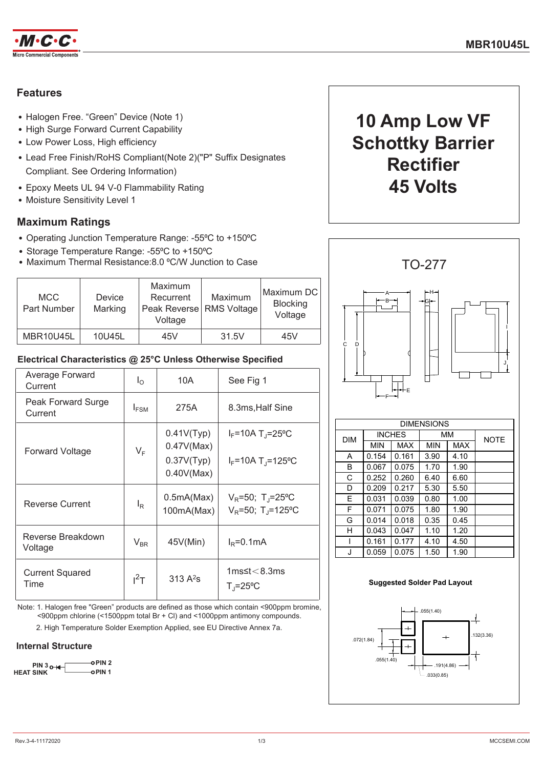# MBR10U45L

## 10 Amp Low VF Schottky Barrier Rectifier 45 Volts

### Features

- Halogen Free. "Green" Device (Note 1)
- High Surge Forward Current Capability
- Low Power Loss, High efficiency
- Lead Free Finish/RoHS Compliant(Note 2)("P" Suffix Designates Compliant. See Ordering Information)
- Epoxy Meets UL 94 V-0 Flammability Rating
- Moisture Sensitivity Level 1

### Maximum Ratings

- Operating Junction Temperature Range: -55ºC to +150ºC
- Storage Temperature Range: -55ºC to +150ºC
- Maximum Thermal Resistance:8.0 ºC/W Junction to Case

| MCC Part Number | Device Marking | Maximum Recurrent Peak Reverse Voltage | Maximum RMS Voltage | Maximum DC Blocking Voltage |
|---|---|---|---|---|
| MBR10U45L | 10U45L | 45V | 31.5V | 45V |

### Electrical Characteristics @ 25°C Unless Otherwise Specified

| | | | |
|---|---|---|---|
| Average Forward Current | $I_O$ | 10A | See Fig 1 |
| Peak Forward Surge Current | $I_{FSM}$ | 275A | 8.3ms,Half Sine |
| Forward Voltage | $V_F$ | 0.41V(Typ) 0.47V(Max) 0.37V(Typ) 0.40V(Max) | $I_F$=10A $T_J$=25ºC $I_F$=10A $T_J$=125ºC |
| Reverse Current | $I_R$ | 0.5mA(Max) 100mA(Max) | $V_R$=50; $T_J$=25ºC $V_R$=50; $T_J$=125ºC |
| Reverse Breakdown Voltage | $V_{BR}$ | 45V(Min) | $I_R$=0.1mA |
| Current Squared Time | $I^2T$ | 313 $A^2s$ | 1ms≤t<8.3ms $T_J$=25ºC |

Note: 1. Halogen free "Green" products are defined as those which contain <900ppm bromine, <900ppm chlorine (<1500ppm total Br + Cl) and <1000ppm antimony compounds.

2. High Temperature Solder Exemption Applied, see EU Directive Annex 7a.

### Internal Structure

PIN 3 HEAT SINK — PIN 2, PIN 1

### TO-277

| DIMENSIONS | | | | | |
|---|---|---|---|---|---|
| DIM | INCHES | | MM | | NOTE |
| | MIN | MAX | MIN | MAX | |
| A | 0.154 | 0.161 | 3.90 | 4.10 | |
| B | 0.067 | 0.075 | 1.70 | 1.90 | |
| C | 0.252 | 0.260 | 6.40 | 6.60 | |
| D | 0.209 | 0.217 | 5.30 | 5.50 | |
| E | 0.031 | 0.039 | 0.80 | 1.00 | |
| F | 0.071 | 0.075 | 1.80 | 1.90 | |
| G | 0.014 | 0.018 | 0.35 | 0.45 | |
| H | 0.043 | 0.047 | 1.10 | 1.20 | |
| I | 0.161 | 0.177 | 4.10 | 4.50 | |
| J | 0.059 | 0.075 | 1.50 | 1.90 | |

**Suggested Solder Pad Layout**

.055(1.40), .072(1.84), .055(1.40), .132(3.36), .191(4.86), .033(0.85)

Rev.3-4-11172020 MCCSEMI.COM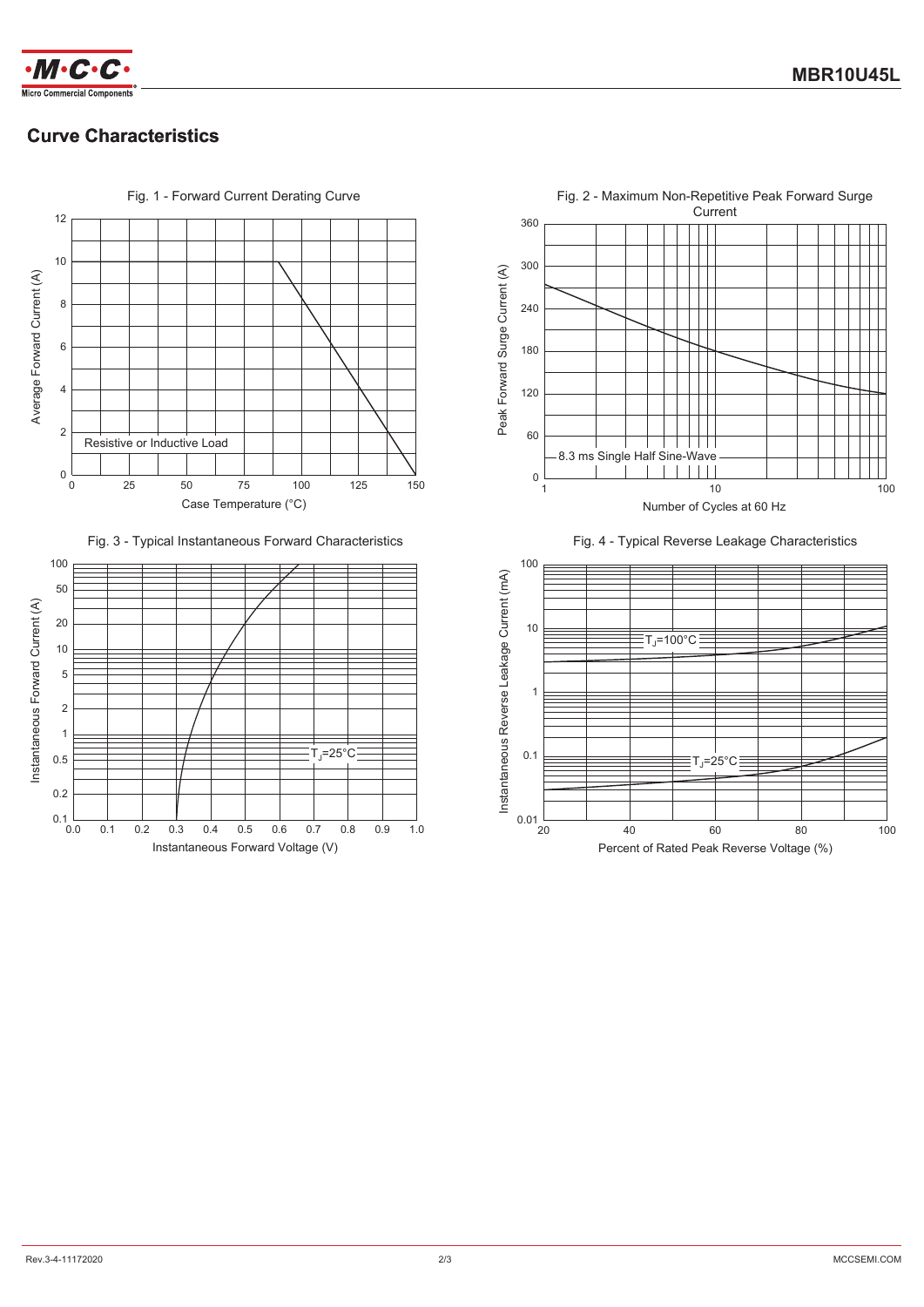## Curve Characteristics

Fig. 1 - Forward Current Derating Curve

Average Forward Current (A)

Resistive or Inductive Load

Case Temperature (°C)

Fig. 2 - Maximum Non-Repetitive Peak Forward Surge Current

Peak Forward Surge Current (A)

8.3 ms Single Half Sine-Wave

Number of Cycles at 60 Hz

Fig. 3 - Typical Instantaneous Forward Characteristics

Instantaneous Forward Current (A)

$T_J$=25°C

Instantaneous Forward Voltage (V)

Fig. 4 - Typical Reverse Leakage Characteristics

Instantaneous Reverse Leakage Current (mA)

$T_J$=100°C

$T_J$=25°C

Percent of Rated Peak Reverse Voltage (%)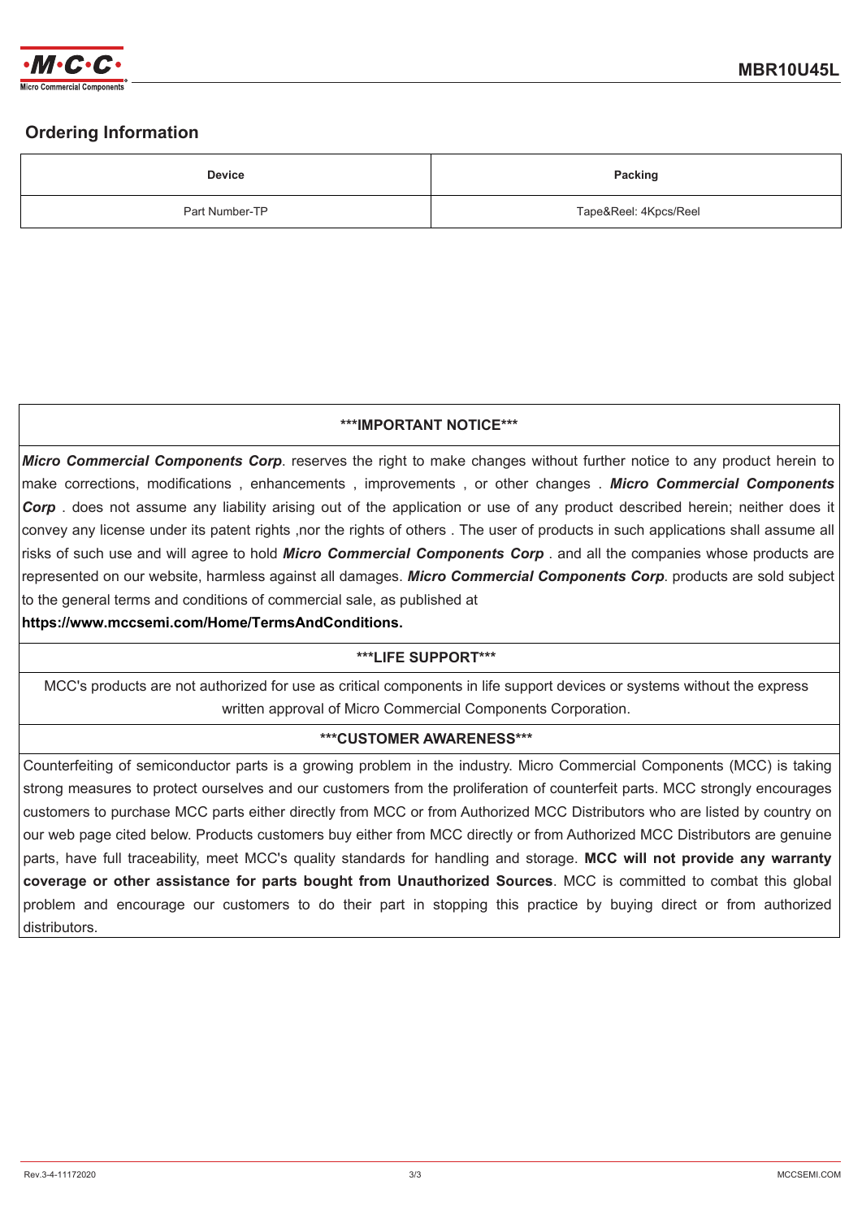## Ordering Information

| Device | Packing |
| --- | --- |
| Part Number-TP | Tape&Reel: 4Kpcs/Reel |

***IMPORTANT NOTICE***

***Micro Commercial Components Corp***. reserves the right to make changes without further notice to any product herein to make corrections, modifications , enhancements , improvements , or other changes . ***Micro Commercial Components Corp*** . does not assume any liability arising out of the application or use of any product described herein; neither does it convey any license under its patent rights ,nor the rights of others . The user of products in such applications shall assume all risks of such use and will agree to hold ***Micro Commercial Components Corp*** . and all the companies whose products are represented on our website, harmless against all damages. ***Micro Commercial Components Corp***. products are sold subject to the general terms and conditions of commercial sale, as published at
**https://www.mccsemi.com/Home/TermsAndConditions.**

***LIFE SUPPORT***

MCC's products are not authorized for use as critical components in life support devices or systems without the express written approval of Micro Commercial Components Corporation.

***CUSTOMER AWARENESS***

Counterfeiting of semiconductor parts is a growing problem in the industry. Micro Commercial Components (MCC) is taking strong measures to protect ourselves and our customers from the proliferation of counterfeit parts. MCC strongly encourages customers to purchase MCC parts either directly from MCC or from Authorized MCC Distributors who are listed by country on our web page cited below. Products customers buy either from MCC directly or from Authorized MCC Distributors are genuine parts, have full traceability, meet MCC's quality standards for handling and storage. **MCC will not provide any warranty coverage or other assistance for parts bought from Unauthorized Sources**. MCC is committed to combat this global problem and encourage our customers to do their part in stopping this practice by buying direct or from authorized distributors.